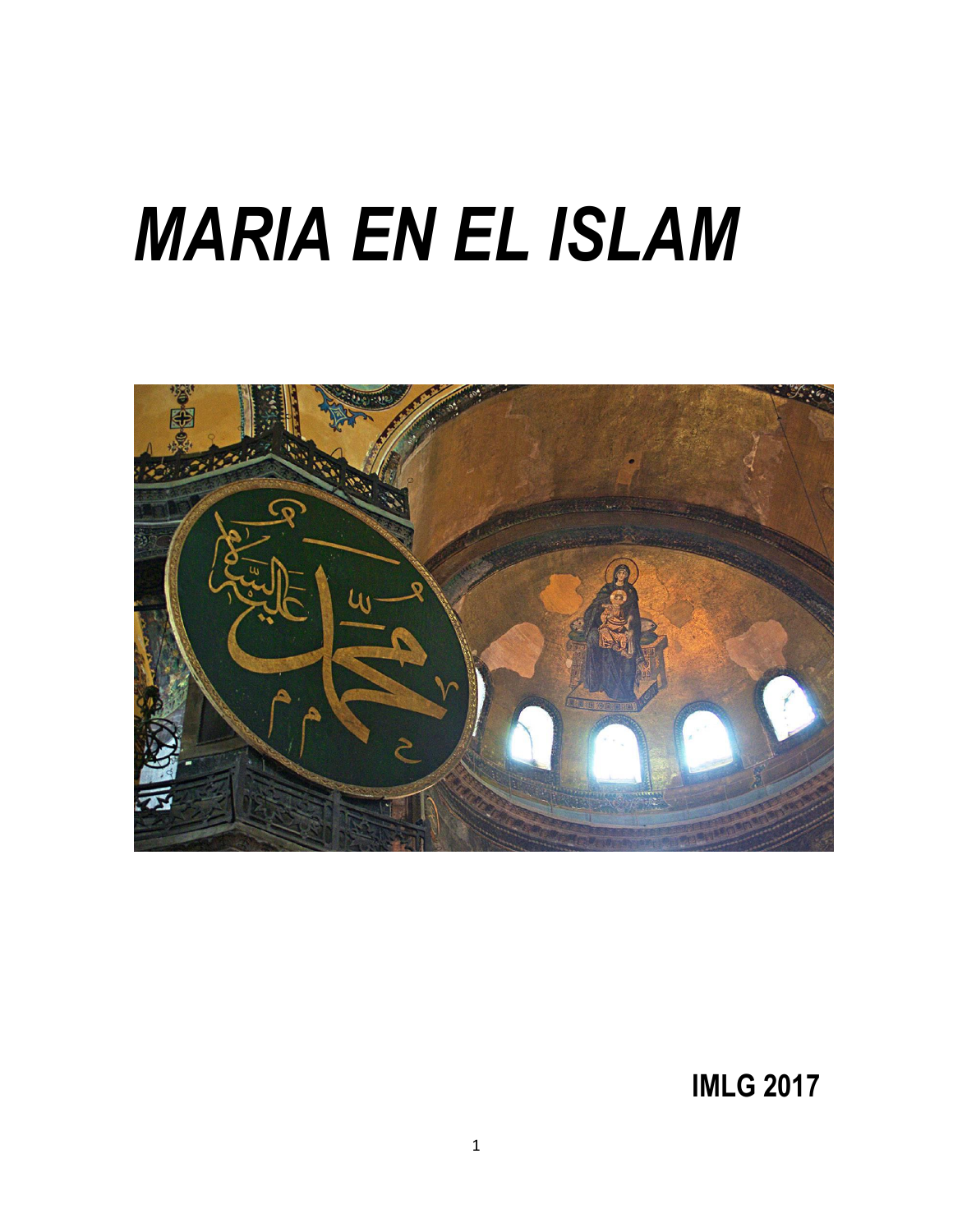# *MARIA EN EL ISLAM*

**IMLG 2017**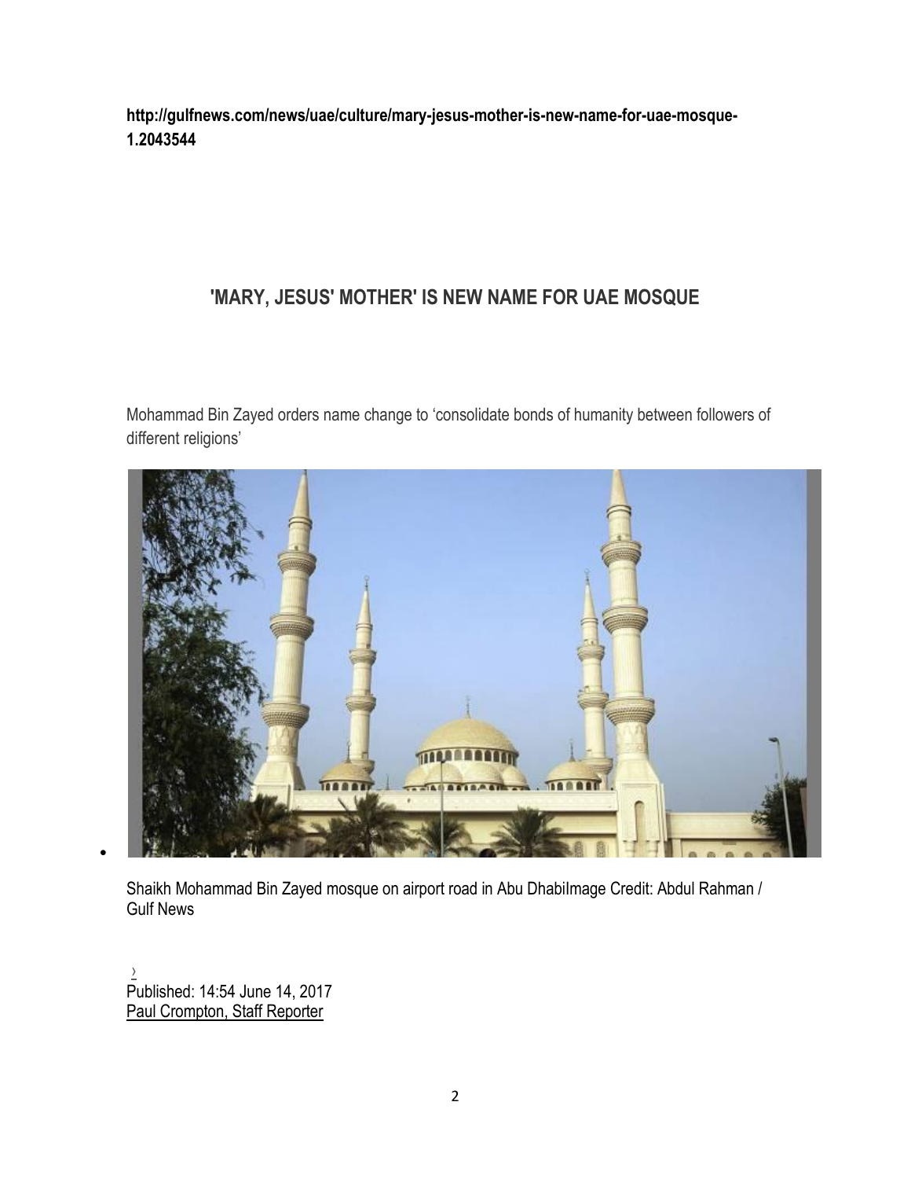**http://gulfnews.com/news/uae/culture/mary-jesus-mother-is-new-name-for-uae-mosque-1.2043544**

## 'MARY, JESUS' MOTHER' IS NEW NAME FOR UAE MOSQUE

Mohammad Bin Zayed orders name change to 'consolidate bonds of humanity between followers of different religions'

Shaikh Mohammad Bin Zayed mosque on airport road in Abu DhabiImage Credit: Abdul Rahman / Gulf News

Published: 14:54 June 14, 2017
Paul Crompton, Staff Reporter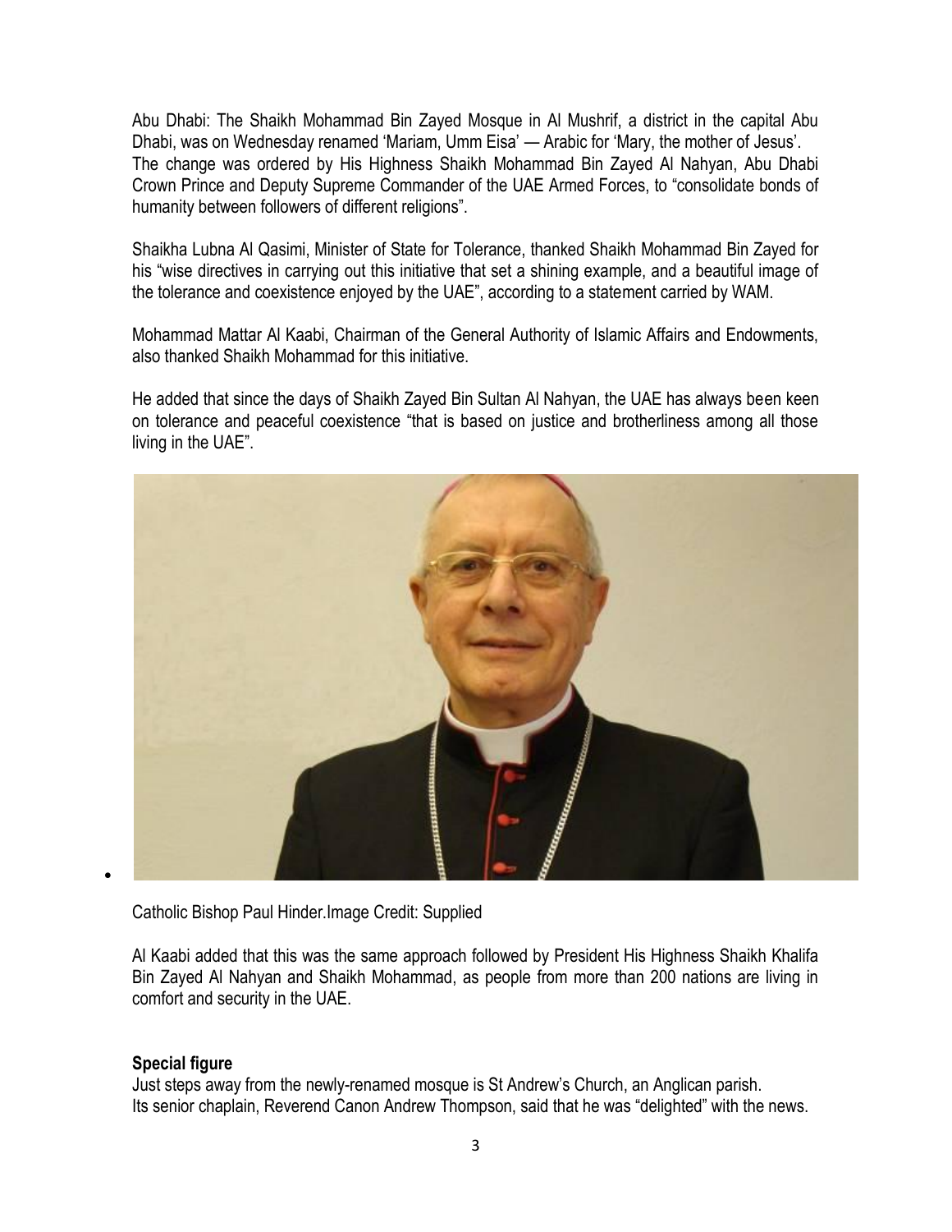Abu Dhabi: The Shaikh Mohammad Bin Zayed Mosque in Al Mushrif, a district in the capital Abu Dhabi, was on Wednesday renamed 'Mariam, Umm Eisa' — Arabic for 'Mary, the mother of Jesus'. The change was ordered by His Highness Shaikh Mohammad Bin Zayed Al Nahyan, Abu Dhabi Crown Prince and Deputy Supreme Commander of the UAE Armed Forces, to "consolidate bonds of humanity between followers of different religions".

Shaikha Lubna Al Qasimi, Minister of State for Tolerance, thanked Shaikh Mohammad Bin Zayed for his "wise directives in carrying out this initiative that set a shining example, and a beautiful image of the tolerance and coexistence enjoyed by the UAE", according to a statement carried by WAM.

Mohammad Mattar Al Kaabi, Chairman of the General Authority of Islamic Affairs and Endowments, also thanked Shaikh Mohammad for this initiative.

He added that since the days of Shaikh Zayed Bin Sultan Al Nahyan, the UAE has always been keen on tolerance and peaceful coexistence "that is based on justice and brotherliness among all those living in the UAE".

Catholic Bishop Paul Hinder.Image Credit: Supplied

Al Kaabi added that this was the same approach followed by President His Highness Shaikh Khalifa Bin Zayed Al Nahyan and Shaikh Mohammad, as people from more than 200 nations are living in comfort and security in the UAE.

**Special figure**

Just steps away from the newly-renamed mosque is St Andrew's Church, an Anglican parish. Its senior chaplain, Reverend Canon Andrew Thompson, said that he was "delighted" with the news.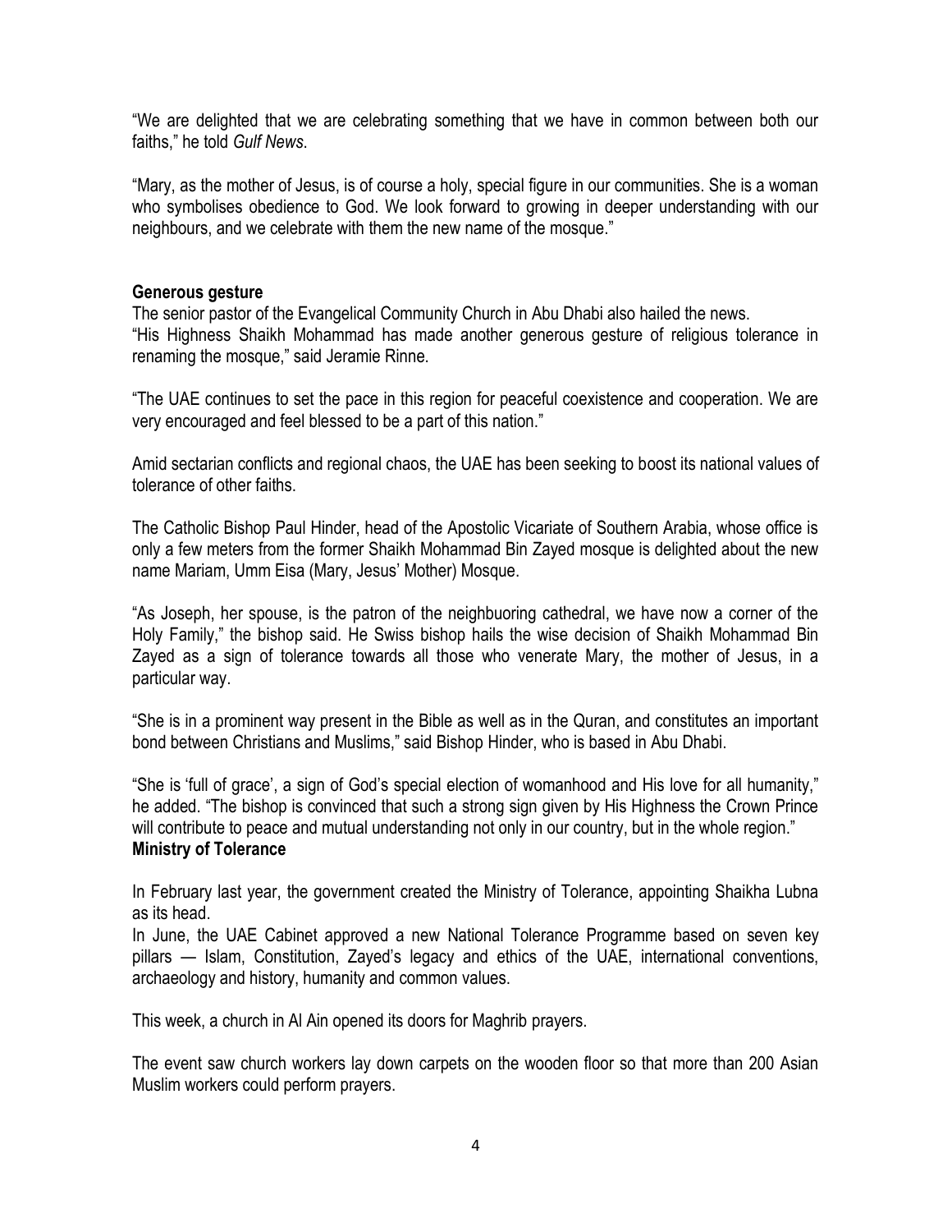"We are delighted that we are celebrating something that we have in common between both our faiths," he told *Gulf News*.

"Mary, as the mother of Jesus, is of course a holy, special figure in our communities. She is a woman who symbolises obedience to God. We look forward to growing in deeper understanding with our neighbours, and we celebrate with them the new name of the mosque."

**Generous gesture**

The senior pastor of the Evangelical Community Church in Abu Dhabi also hailed the news.
"His Highness Shaikh Mohammad has made another generous gesture of religious tolerance in renaming the mosque," said Jeramie Rinne.

"The UAE continues to set the pace in this region for peaceful coexistence and cooperation. We are very encouraged and feel blessed to be a part of this nation."

Amid sectarian conflicts and regional chaos, the UAE has been seeking to boost its national values of tolerance of other faiths.

The Catholic Bishop Paul Hinder, head of the Apostolic Vicariate of Southern Arabia, whose office is only a few meters from the former Shaikh Mohammad Bin Zayed mosque is delighted about the new name Mariam, Umm Eisa (Mary, Jesus' Mother) Mosque.

"As Joseph, her spouse, is the patron of the neighbuoring cathedral, we have now a corner of the Holy Family," the bishop said. He Swiss bishop hails the wise decision of Shaikh Mohammad Bin Zayed as a sign of tolerance towards all those who venerate Mary, the mother of Jesus, in a particular way.

"She is in a prominent way present in the Bible as well as in the Quran, and constitutes an important bond between Christians and Muslims," said Bishop Hinder, who is based in Abu Dhabi.

"She is 'full of grace', a sign of God's special election of womanhood and His love for all humanity," he added. "The bishop is convinced that such a strong sign given by His Highness the Crown Prince will contribute to peace and mutual understanding not only in our country, but in the whole region."

**Ministry of Tolerance**

In February last year, the government created the Ministry of Tolerance, appointing Shaikha Lubna as its head.
In June, the UAE Cabinet approved a new National Tolerance Programme based on seven key pillars — Islam, Constitution, Zayed's legacy and ethics of the UAE, international conventions, archaeology and history, humanity and common values.

This week, a church in Al Ain opened its doors for Maghrib prayers.

The event saw church workers lay down carpets on the wooden floor so that more than 200 Asian Muslim workers could perform prayers.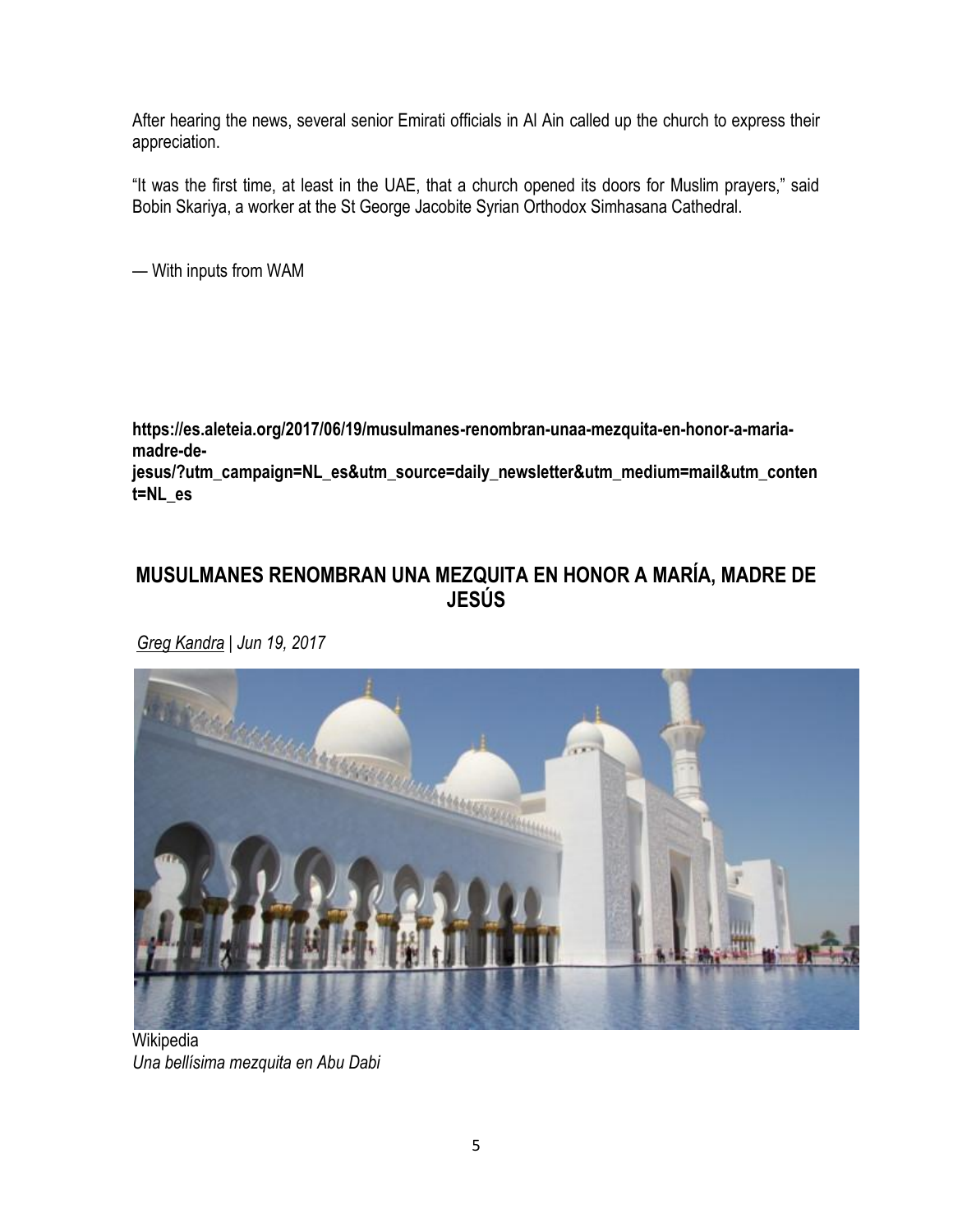After hearing the news, several senior Emirati officials in Al Ain called up the church to express their appreciation.

“It was the first time, at least in the UAE, that a church opened its doors for Muslim prayers,” said Bobin Skariya, a worker at the St George Jacobite Syrian Orthodox Simhasana Cathedral.

— With inputs from WAM

**https://es.aleteia.org/2017/06/19/musulmanes-renombran-unaa-mezquita-en-honor-a-maria-madre-de-jesus/?utm_campaign=NL_es&utm_source=daily_newsletter&utm_medium=mail&utm_content=NL_es**

## MUSULMANES RENOMBRAN UNA MEZQUITA EN HONOR A MARÍA, MADRE DE JESÚS

*Greg Kandra | Jun 19, 2017*

Wikipedia
*Una bellísima mezquita en Abu Dabi*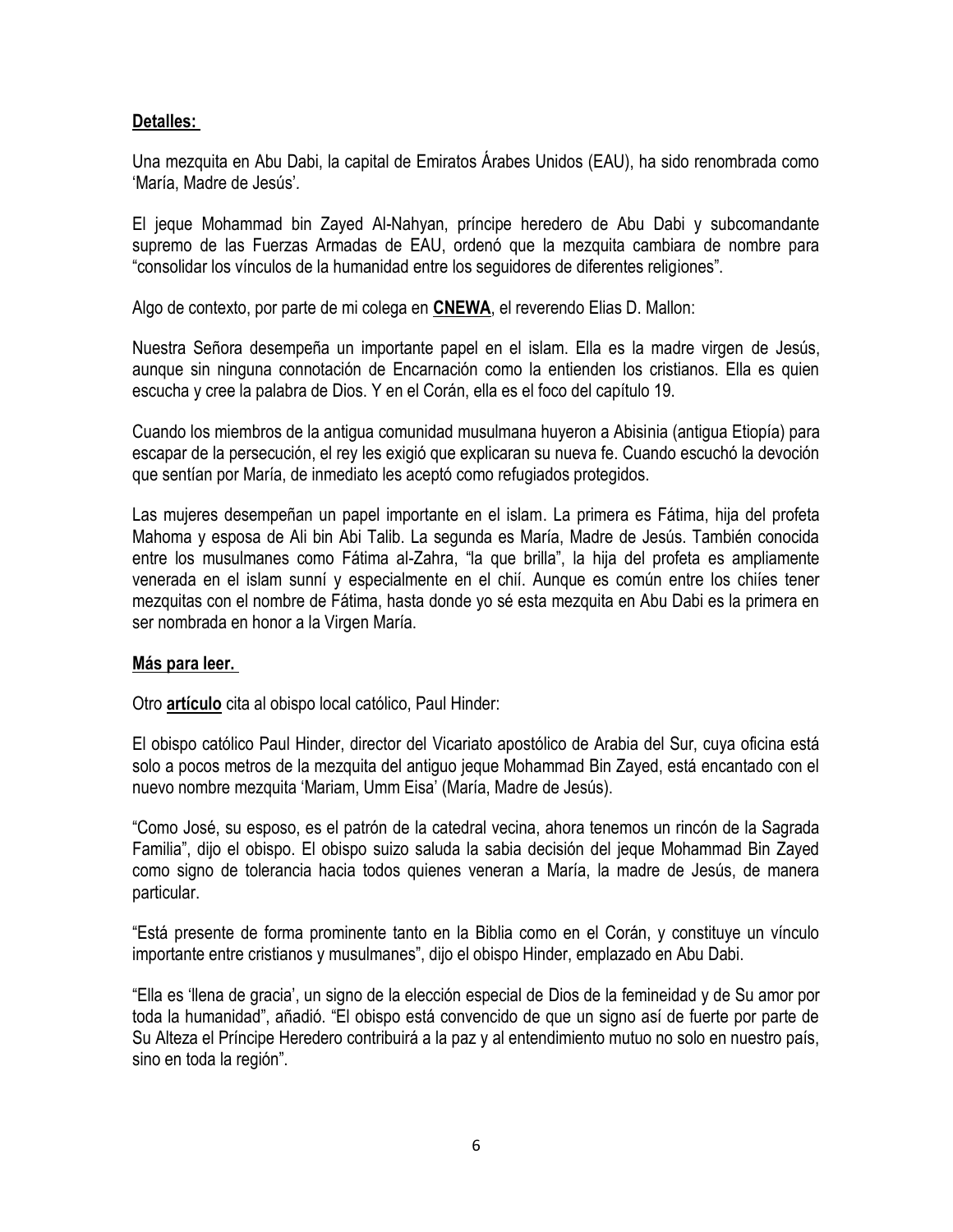**Detalles:**

Una mezquita en Abu Dabi, la capital de Emiratos Árabes Unidos (EAU), ha sido renombrada como 'María, Madre de Jesús'.

El jeque Mohammad bin Zayed Al-Nahyan, príncipe heredero de Abu Dabi y subcomandante supremo de las Fuerzas Armadas de EAU, ordenó que la mezquita cambiara de nombre para "consolidar los vínculos de la humanidad entre los seguidores de diferentes religiones".

Algo de contexto, por parte de mi colega en **CNEWA**, el reverendo Elias D. Mallon:

Nuestra Señora desempeña un importante papel en el islam. Ella es la madre virgen de Jesús, aunque sin ninguna connotación de Encarnación como la entienden los cristianos. Ella es quien escucha y cree la palabra de Dios. Y en el Corán, ella es el foco del capítulo 19.

Cuando los miembros de la antigua comunidad musulmana huyeron a Abisinia (antigua Etiopía) para escapar de la persecución, el rey les exigió que explicaran su nueva fe. Cuando escuchó la devoción que sentían por María, de inmediato les aceptó como refugiados protegidos.

Las mujeres desempeñan un papel importante en el islam. La primera es Fátima, hija del profeta Mahoma y esposa de Ali bin Abi Talib. La segunda es María, Madre de Jesús. También conocida entre los musulmanes como Fátima al-Zahra, "la que brilla", la hija del profeta es ampliamente venerada en el islam sunní y especialmente en el chií. Aunque es común entre los chiíes tener mezquitas con el nombre de Fátima, hasta donde yo sé esta mezquita en Abu Dabi es la primera en ser nombrada en honor a la Virgen María.

**Más para leer.**

Otro **artículo** cita al obispo local católico, Paul Hinder:

El obispo católico Paul Hinder, director del Vicariato apostólico de Arabia del Sur, cuya oficina está solo a pocos metros de la mezquita del antiguo jeque Mohammad Bin Zayed, está encantado con el nuevo nombre mezquita 'Mariam, Umm Eisa' (María, Madre de Jesús).

"Como José, su esposo, es el patrón de la catedral vecina, ahora tenemos un rincón de la Sagrada Familia", dijo el obispo. El obispo suizo saluda la sabia decisión del jeque Mohammad Bin Zayed como signo de tolerancia hacia todos quienes veneran a María, la madre de Jesús, de manera particular.

"Está presente de forma prominente tanto en la Biblia como en el Corán, y constituye un vínculo importante entre cristianos y musulmanes", dijo el obispo Hinder, emplazado en Abu Dabi.

"Ella es 'llena de gracia', un signo de la elección especial de Dios de la femineidad y de Su amor por toda la humanidad", añadió. "El obispo está convencido de que un signo así de fuerte por parte de Su Alteza el Príncipe Heredero contribuirá a la paz y al entendimiento mutuo no solo en nuestro país, sino en toda la región".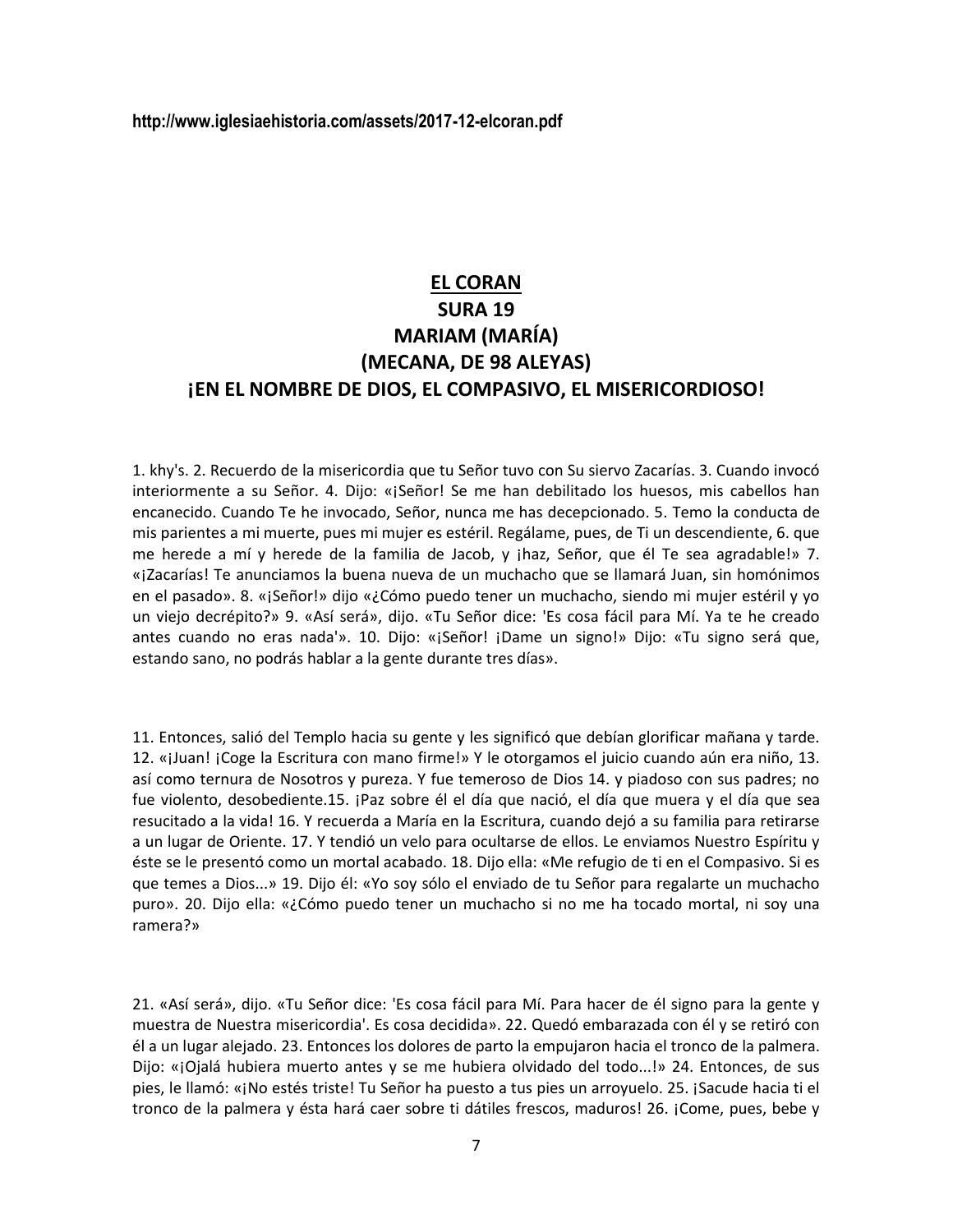http://www.iglesiaehistoria.com/assets/2017-12-elcoran.pdf

# EL CORAN
# SURA 19
# MARIAM (MARÍA)
# (MECANA, DE 98 ALEYAS)
# ¡EN EL NOMBRE DE DIOS, EL COMPASIVO, EL MISERICORDIOSO!

1. khy's. 2. Recuerdo de la misericordia que tu Señor tuvo con Su siervo Zacarías. 3. Cuando invocó interiormente a su Señor. 4. Dijo: «¡Señor! Se me han debilitado los huesos, mis cabellos han encanecido. Cuando Te he invocado, Señor, nunca me has decepcionado. 5. Temo la conducta de mis parientes a mi muerte, pues mi mujer es estéril. Regálame, pues, de Ti un descendiente, 6. que me herede a mí y herede de la familia de Jacob, y ¡haz, Señor, que él Te sea agradable!» 7. «¡Zacarías! Te anunciamos la buena nueva de un muchacho que se llamará Juan, sin homónimos en el pasado». 8. «¡Señor!» dijo «¿Cómo puedo tener un muchacho, siendo mi mujer estéril y yo un viejo decrépito?» 9. «Así será», dijo. «Tu Señor dice: 'Es cosa fácil para Mí. Ya te he creado antes cuando no eras nada'». 10. Dijo: «¡Señor! ¡Dame un signo!» Dijo: «Tu signo será que, estando sano, no podrás hablar a la gente durante tres días».

11. Entonces, salió del Templo hacia su gente y les significó que debían glorificar mañana y tarde. 12. «¡Juan! ¡Coge la Escritura con mano firme!» Y le otorgamos el juicio cuando aún era niño, 13. así como ternura de Nosotros y pureza. Y fue temeroso de Dios 14. y piadoso con sus padres; no fue violento, desobediente.15. ¡Paz sobre él el día que nació, el día que muera y el día que sea resucitado a la vida! 16. Y recuerda a María en la Escritura, cuando dejó a su familia para retirarse a un lugar de Oriente. 17. Y tendió un velo para ocultarse de ellos. Le enviamos Nuestro Espíritu y éste se le presentó como un mortal acabado. 18. Dijo ella: «Me refugio de ti en el Compasivo. Si es que temes a Dios...» 19. Dijo él: «Yo soy sólo el enviado de tu Señor para regalarte un muchacho puro». 20. Dijo ella: «¿Cómo puedo tener un muchacho si no me ha tocado mortal, ni soy una ramera?»

21. «Así será», dijo. «Tu Señor dice: 'Es cosa fácil para Mí. Para hacer de él signo para la gente y muestra de Nuestra misericordia'. Es cosa decidida». 22. Quedó embarazada con él y se retiró con él a un lugar alejado. 23. Entonces los dolores de parto la empujaron hacia el tronco de la palmera. Dijo: «¡Ojalá hubiera muerto antes y se me hubiera olvidado del todo...!» 24. Entonces, de sus pies, le llamó: «¡No estés triste! Tu Señor ha puesto a tus pies un arroyuelo. 25. ¡Sacude hacia ti el tronco de la palmera y ésta hará caer sobre ti dátiles frescos, maduros! 26. ¡Come, pues, bebe y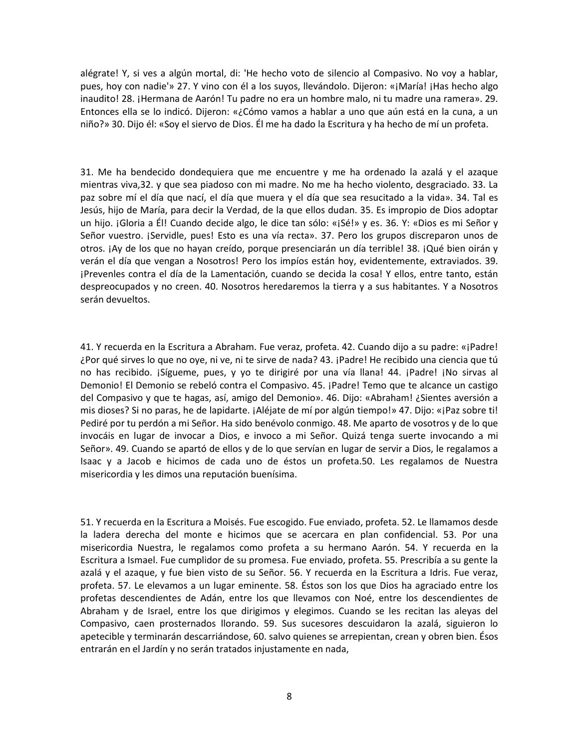alégrate! Y, si ves a algún mortal, di: 'He hecho voto de silencio al Compasivo. No voy a hablar, pues, hoy con nadie'» 27. Y vino con él a los suyos, llevándolo. Dijeron: «¡María! ¡Has hecho algo inaudito! 28. ¡Hermana de Aarón! Tu padre no era un hombre malo, ni tu madre una ramera». 29. Entonces ella se lo indicó. Dijeron: «¿Cómo vamos a hablar a uno que aún está en la cuna, a un niño?» 30. Dijo él: «Soy el siervo de Dios. Él me ha dado la Escritura y ha hecho de mí un profeta.

31. Me ha bendecido dondequiera que me encuentre y me ha ordenado la azalá y el azaque mientras viva,32. y que sea piadoso con mi madre. No me ha hecho violento, desgraciado. 33. La paz sobre mí el día que nací, el día que muera y el día que sea resucitado a la vida». 34. Tal es Jesús, hijo de María, para decir la Verdad, de la que ellos dudan. 35. Es impropio de Dios adoptar un hijo. ¡Gloria a Él! Cuando decide algo, le dice tan sólo: «¡Sé!» y es. 36. Y: «Dios es mi Señor y Señor vuestro. ¡Servidle, pues! Esto es una vía recta». 37. Pero los grupos discreparon unos de otros. ¡Ay de los que no hayan creído, porque presenciarán un día terrible! 38. ¡Qué bien oirán y verán el día que vengan a Nosotros! Pero los impíos están hoy, evidentemente, extraviados. 39. ¡Prevenles contra el día de la Lamentación, cuando se decida la cosa! Y ellos, entre tanto, están despreocupados y no creen. 40. Nosotros heredaremos la tierra y a sus habitantes. Y a Nosotros serán devueltos.

41. Y recuerda en la Escritura a Abraham. Fue veraz, profeta. 42. Cuando dijo a su padre: «¡Padre! ¿Por qué sirves lo que no oye, ni ve, ni te sirve de nada? 43. ¡Padre! He recibido una ciencia que tú no has recibido. ¡Sígueme, pues, y yo te dirigiré por una vía llana! 44. ¡Padre! ¡No sirvas al Demonio! El Demonio se rebeló contra el Compasivo. 45. ¡Padre! Temo que te alcance un castigo del Compasivo y que te hagas, así, amigo del Demonio». 46. Dijo: «Abraham! ¿Sientes aversión a mis dioses? Si no paras, he de lapidarte. ¡Aléjate de mí por algún tiempo!» 47. Dijo: «¡Paz sobre ti! Pediré por tu perdón a mi Señor. Ha sido benévolo conmigo. 48. Me aparto de vosotros y de lo que invocáis en lugar de invocar a Dios, e invoco a mi Señor. Quizá tenga suerte invocando a mi Señor». 49. Cuando se apartó de ellos y de lo que servían en lugar de servir a Dios, le regalamos a Isaac y a Jacob e hicimos de cada uno de éstos un profeta.50. Les regalamos de Nuestra misericordia y les dimos una reputación buenísima.

51. Y recuerda en la Escritura a Moisés. Fue escogido. Fue enviado, profeta. 52. Le llamamos desde la ladera derecha del monte e hicimos que se acercara en plan confidencial. 53. Por una misericordia Nuestra, le regalamos como profeta a su hermano Aarón. 54. Y recuerda en la Escritura a Ismael. Fue cumplidor de su promesa. Fue enviado, profeta. 55. Prescribía a su gente la azalá y el azaque, y fue bien visto de su Señor. 56. Y recuerda en la Escritura a Idris. Fue veraz, profeta. 57. Le elevamos a un lugar eminente. 58. Éstos son los que Dios ha agraciado entre los profetas descendientes de Adán, entre los que llevamos con Noé, entre los descendientes de Abraham y de Israel, entre los que dirigimos y elegimos. Cuando se les recitan las aleyas del Compasivo, caen prosternados llorando. 59. Sus sucesores descuidaron la azalá, siguieron lo apetecible y terminarán descarriándose, 60. salvo quienes se arrepientan, crean y obren bien. Ésos entrarán en el Jardín y no serán tratados injustamente en nada,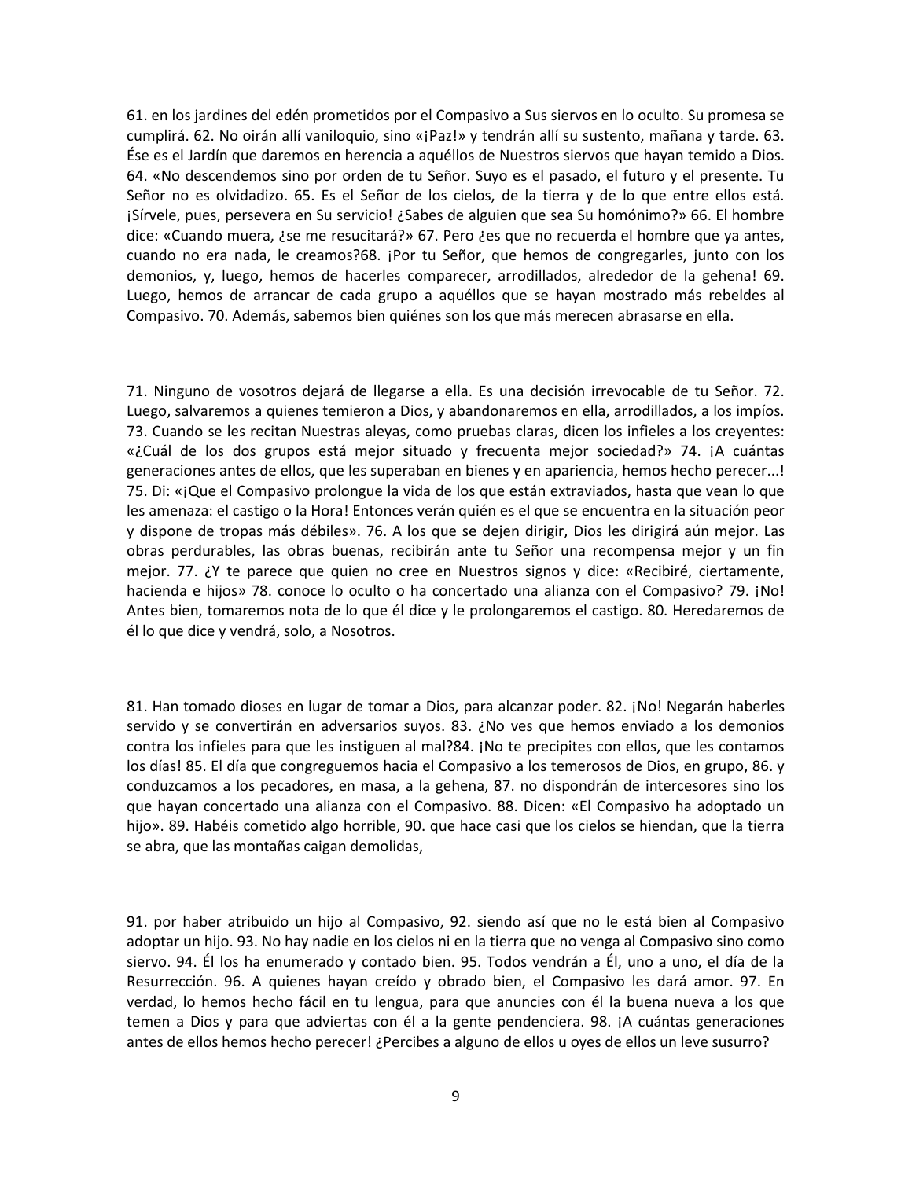61. en los jardines del edén prometidos por el Compasivo a Sus siervos en lo oculto. Su promesa se cumplirá. 62. No oirán allí vaniloquio, sino «¡Paz!» y tendrán allí su sustento, mañana y tarde. 63. Ése es el Jardín que daremos en herencia a aquéllos de Nuestros siervos que hayan temido a Dios. 64. «No descendemos sino por orden de tu Señor. Suyo es el pasado, el futuro y el presente. Tu Señor no es olvidadizo. 65. Es el Señor de los cielos, de la tierra y de lo que entre ellos está. ¡Sírvele, pues, persevera en Su servicio! ¿Sabes de alguien que sea Su homónimo?» 66. El hombre dice: «Cuando muera, ¿se me resucitará?» 67. Pero ¿es que no recuerda el hombre que ya antes, cuando no era nada, le creamos?68. ¡Por tu Señor, que hemos de congregarles, junto con los demonios, y, luego, hemos de hacerles comparecer, arrodillados, alrededor de la gehena! 69. Luego, hemos de arrancar de cada grupo a aquéllos que se hayan mostrado más rebeldes al Compasivo. 70. Además, sabemos bien quiénes son los que más merecen abrasarse en ella.

71. Ninguno de vosotros dejará de llegarse a ella. Es una decisión irrevocable de tu Señor. 72. Luego, salvaremos a quienes temieron a Dios, y abandonaremos en ella, arrodillados, a los impíos. 73. Cuando se les recitan Nuestras aleyas, como pruebas claras, dicen los infieles a los creyentes: «¿Cuál de los dos grupos está mejor situado y frecuenta mejor sociedad?» 74. ¡A cuántas generaciones antes de ellos, que les superaban en bienes y en apariencia, hemos hecho perecer...! 75. Di: «¡Que el Compasivo prolongue la vida de los que están extraviados, hasta que vean lo que les amenaza: el castigo o la Hora! Entonces verán quién es el que se encuentra en la situación peor y dispone de tropas más débiles». 76. A los que se dejen dirigir, Dios les dirigirá aún mejor. Las obras perdurables, las obras buenas, recibirán ante tu Señor una recompensa mejor y un fin mejor. 77. ¿Y te parece que quien no cree en Nuestros signos y dice: «Recibiré, ciertamente, hacienda e hijos» 78. conoce lo oculto o ha concertado una alianza con el Compasivo? 79. ¡No! Antes bien, tomaremos nota de lo que él dice y le prolongaremos el castigo. 80. Heredaremos de él lo que dice y vendrá, solo, a Nosotros.

81. Han tomado dioses en lugar de tomar a Dios, para alcanzar poder. 82. ¡No! Negarán haberles servido y se convertirán en adversarios suyos. 83. ¿No ves que hemos enviado a los demonios contra los infieles para que les instiguen al mal?84. ¡No te precipites con ellos, que les contamos los días! 85. El día que congreguemos hacia el Compasivo a los temerosos de Dios, en grupo, 86. y conduzcamos a los pecadores, en masa, a la gehena, 87. no dispondrán de intercesores sino los que hayan concertado una alianza con el Compasivo. 88. Dicen: «El Compasivo ha adoptado un hijo». 89. Habéis cometido algo horrible, 90. que hace casi que los cielos se hiendan, que la tierra se abra, que las montañas caigan demolidas,

91. por haber atribuido un hijo al Compasivo, 92. siendo así que no le está bien al Compasivo adoptar un hijo. 93. No hay nadie en los cielos ni en la tierra que no venga al Compasivo sino como siervo. 94. Él los ha enumerado y contado bien. 95. Todos vendrán a Él, uno a uno, el día de la Resurrección. 96. A quienes hayan creído y obrado bien, el Compasivo les dará amor. 97. En verdad, lo hemos hecho fácil en tu lengua, para que anuncies con él la buena nueva a los que temen a Dios y para que adviertas con él a la gente pendenciera. 98. ¡A cuántas generaciones antes de ellos hemos hecho perecer! ¿Percibes a alguno de ellos u oyes de ellos un leve susurro?